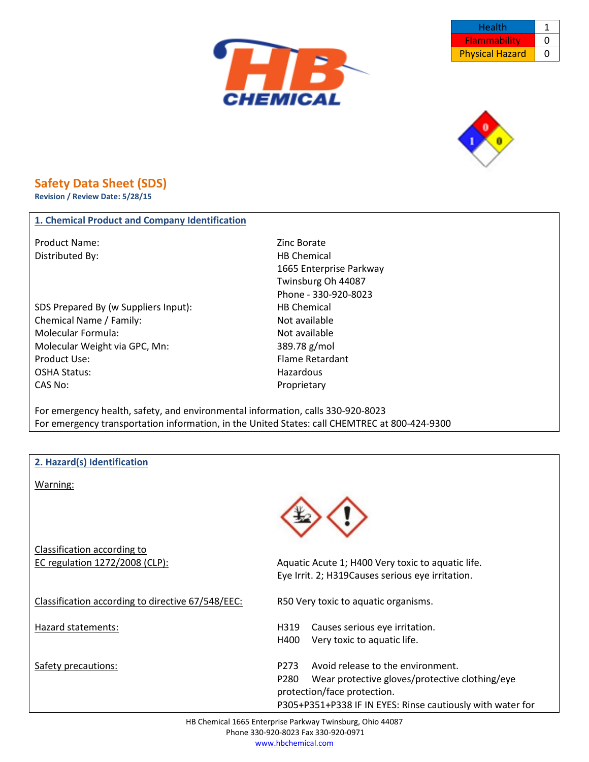| Health | 1 |
|---|---|
| Flammability | 0 |
| Physical Hazard | 0 |

# Safety Data Sheet (SDS)

**Revision / Review Date: 5/28/15**

## 1. Chemical Product and Company Identification

| | |
|---|---|
| Product Name: | Zinc Borate |
| Distributed By: | HB Chemical<br>1665 Enterprise Parkway<br>Twinsburg Oh 44087<br>Phone - 330-920-8023 |
| SDS Prepared By (w Suppliers Input): | HB Chemical |
| Chemical Name / Family: | Not available |
| Molecular Formula: | Not available |
| Molecular Weight via GPC, Mn: | 389.78 g/mol |
| Product Use: | Flame Retardant |
| OSHA Status: | Hazardous |
| CAS No: | Proprietary |

For emergency health, safety, and environmental information, calls 330-920-8023
For emergency transportation information, in the United States: call CHEMTREC at 800-424-9300

## 2. Hazard(s) Identification

Warning:

Classification according to EC regulation 1272/2008 (CLP):
Aquatic Acute 1; H400 Very toxic to aquatic life.
Eye Irrit. 2; H319Causes serious eye irritation.

Classification according to directive 67/548/EEC:
R50 Very toxic to aquatic organisms.

Hazard statements:
H319 Causes serious eye irritation.
H400 Very toxic to aquatic life.

Safety precautions:
P273 Avoid release to the environment.
P280 Wear protective gloves/protective clothing/eye protection/face protection.
P305+P351+P338 IF IN EYES: Rinse cautiously with water for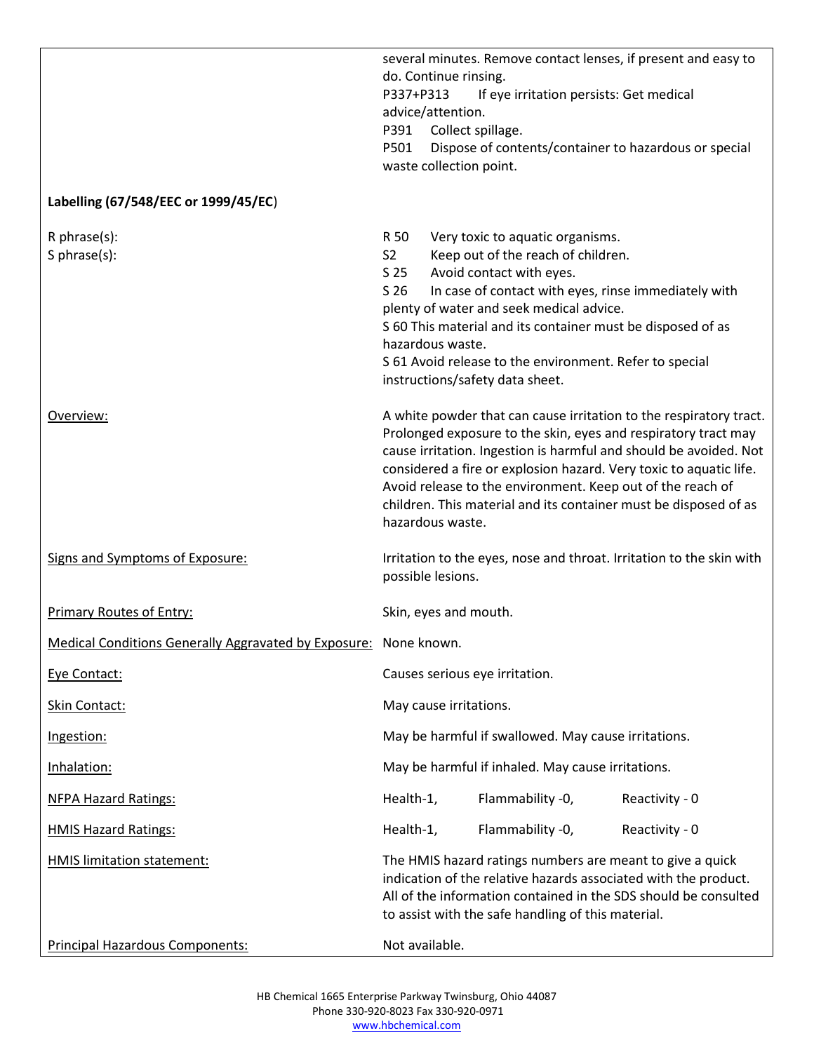several minutes. Remove contact lenses, if present and easy to do. Continue rinsing.

P337+P313 If eye irritation persists: Get medical advice/attention.

P391 Collect spillage.

P501 Dispose of contents/container to hazardous or special waste collection point.

**Labelling (67/548/EEC or 1999/45/EC)**

R phrase(s):

- R 50 Very toxic to aquatic organisms.

S phrase(s):

- S2 Keep out of the reach of children.
- S 25 Avoid contact with eyes.
- S 26 In case of contact with eyes, rinse immediately with plenty of water and seek medical advice.
- S 60 This material and its container must be disposed of as hazardous waste.
- S 61 Avoid release to the environment. Refer to special instructions/safety data sheet.

Overview: A white powder that can cause irritation to the respiratory tract. Prolonged exposure to the skin, eyes and respiratory tract may cause irritation. Ingestion is harmful and should be avoided. Not considered a fire or explosion hazard. Very toxic to aquatic life. Avoid release to the environment. Keep out of the reach of children. This material and its container must be disposed of as hazardous waste.

Signs and Symptoms of Exposure: Irritation to the eyes, nose and throat. Irritation to the skin with possible lesions.

Primary Routes of Entry: Skin, eyes and mouth.

Medical Conditions Generally Aggravated by Exposure: None known.

Eye Contact: Causes serious eye irritation.

Skin Contact: May cause irritations.

Ingestion: May be harmful if swallowed. May cause irritations.

Inhalation: May be harmful if inhaled. May cause irritations.

NFPA Hazard Ratings: Health-1, Flammability -0, Reactivity - 0

HMIS Hazard Ratings: Health-1, Flammability -0, Reactivity - 0

HMIS limitation statement: The HMIS hazard ratings numbers are meant to give a quick indication of the relative hazards associated with the product. All of the information contained in the SDS should be consulted to assist with the safe handling of this material.

Principal Hazardous Components: Not available.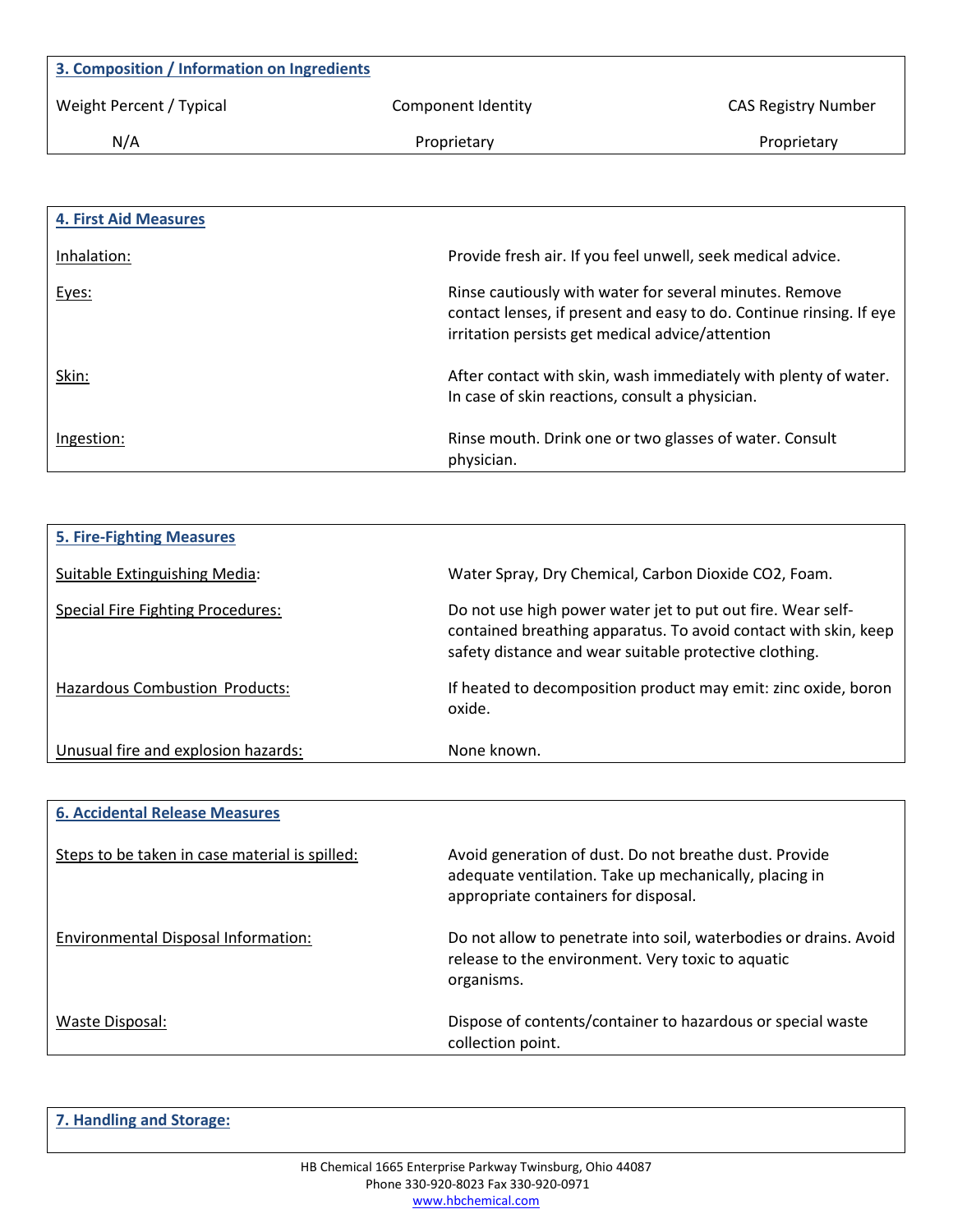## 3. Composition / Information on Ingredients

| Weight Percent / Typical | Component Identity | CAS Registry Number |
|---|---|---|
| N/A | Proprietary | Proprietary |

## 4. First Aid Measures

| | |
|---|---|
| Inhalation: | Provide fresh air. If you feel unwell, seek medical advice. |
| Eyes: | Rinse cautiously with water for several minutes. Remove contact lenses, if present and easy to do. Continue rinsing. If eye irritation persists get medical advice/attention |
| Skin: | After contact with skin, wash immediately with plenty of water. In case of skin reactions, consult a physician. |
| Ingestion: | Rinse mouth. Drink one or two glasses of water. Consult physician. |

## 5. Fire-Fighting Measures

| | |
|---|---|
| Suitable Extinguishing Media: | Water Spray, Dry Chemical, Carbon Dioxide $CO_2$, Foam. |
| Special Fire Fighting Procedures: | Do not use high power water jet to put out fire. Wear self-contained breathing apparatus. To avoid contact with skin, keep safety distance and wear suitable protective clothing. |
| Hazardous Combustion Products: | If heated to decomposition product may emit: zinc oxide, boron oxide. |
| Unusual fire and explosion hazards: | None known. |

## 6. Accidental Release Measures

| | |
|---|---|
| Steps to be taken in case material is spilled: | Avoid generation of dust. Do not breathe dust. Provide adequate ventilation. Take up mechanically, placing in appropriate containers for disposal. |
| Environmental Disposal Information: | Do not allow to penetrate into soil, waterbodies or drains. Avoid release to the environment. Very toxic to aquatic organisms. |
| Waste Disposal: | Dispose of contents/container to hazardous or special waste collection point. |

## 7. Handling and Storage: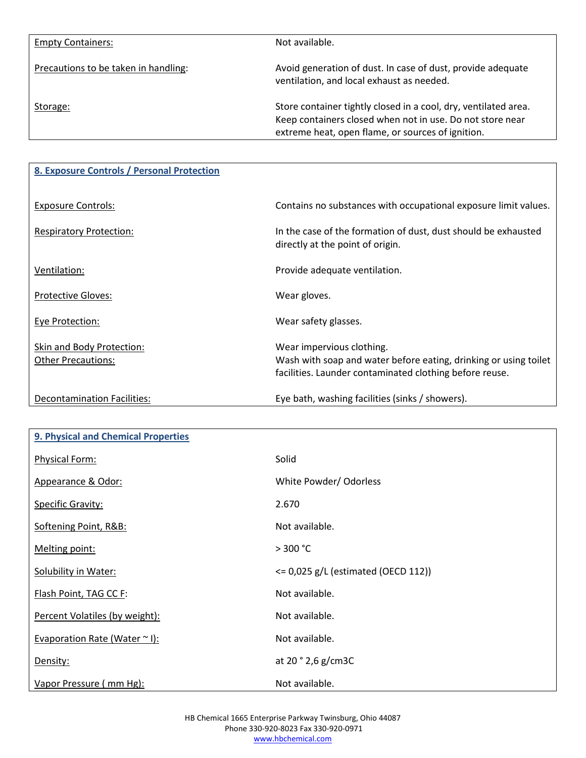| | |
|---|---|
| Empty Containers: | Not available. |
| Precautions to be taken in handling: | Avoid generation of dust. In case of dust, provide adequate ventilation, and local exhaust as needed. |
| Storage: | Store container tightly closed in a cool, dry, ventilated area. Keep containers closed when not in use. Do not store near extreme heat, open flame, or sources of ignition. |

## 8. Exposure Controls / Personal Protection

| | |
|---|---|
| Exposure Controls: | Contains no substances with occupational exposure limit values. |
| Respiratory Protection: | In the case of the formation of dust, dust should be exhausted directly at the point of origin. |
| Ventilation: | Provide adequate ventilation. |
| Protective Gloves: | Wear gloves. |
| Eye Protection: | Wear safety glasses. |
| Skin and Body Protection: | Wear impervious clothing. |
| Other Precautions: | Wash with soap and water before eating, drinking or using toilet facilities. Launder contaminated clothing before reuse. |
| Decontamination Facilities: | Eye bath, washing facilities (sinks / showers). |

## 9. Physical and Chemical Properties

| | |
|---|---|
| Physical Form: | Solid |
| Appearance & Odor: | White Powder/ Odorless |
| Specific Gravity: | 2.670 |
| Softening Point, R&B: | Not available. |
| Melting point: | > 300 °C |
| Solubility in Water: | <= 0,025 g/L (estimated (OECD 112)) |
| Flash Point, TAG CC F: | Not available. |
| Percent Volatiles (by weight): | Not available. |
| Evaporation Rate (Water ~ l): | Not available. |
| Density: | at 20 ° 2,6 g/cm3C |
| Vapor Pressure ( mm Hg): | Not available. |

HB Chemical 1665 Enterprise Parkway Twinsburg, Ohio 44087
Phone 330-920-8023 Fax 330-920-0971
www.hbchemical.com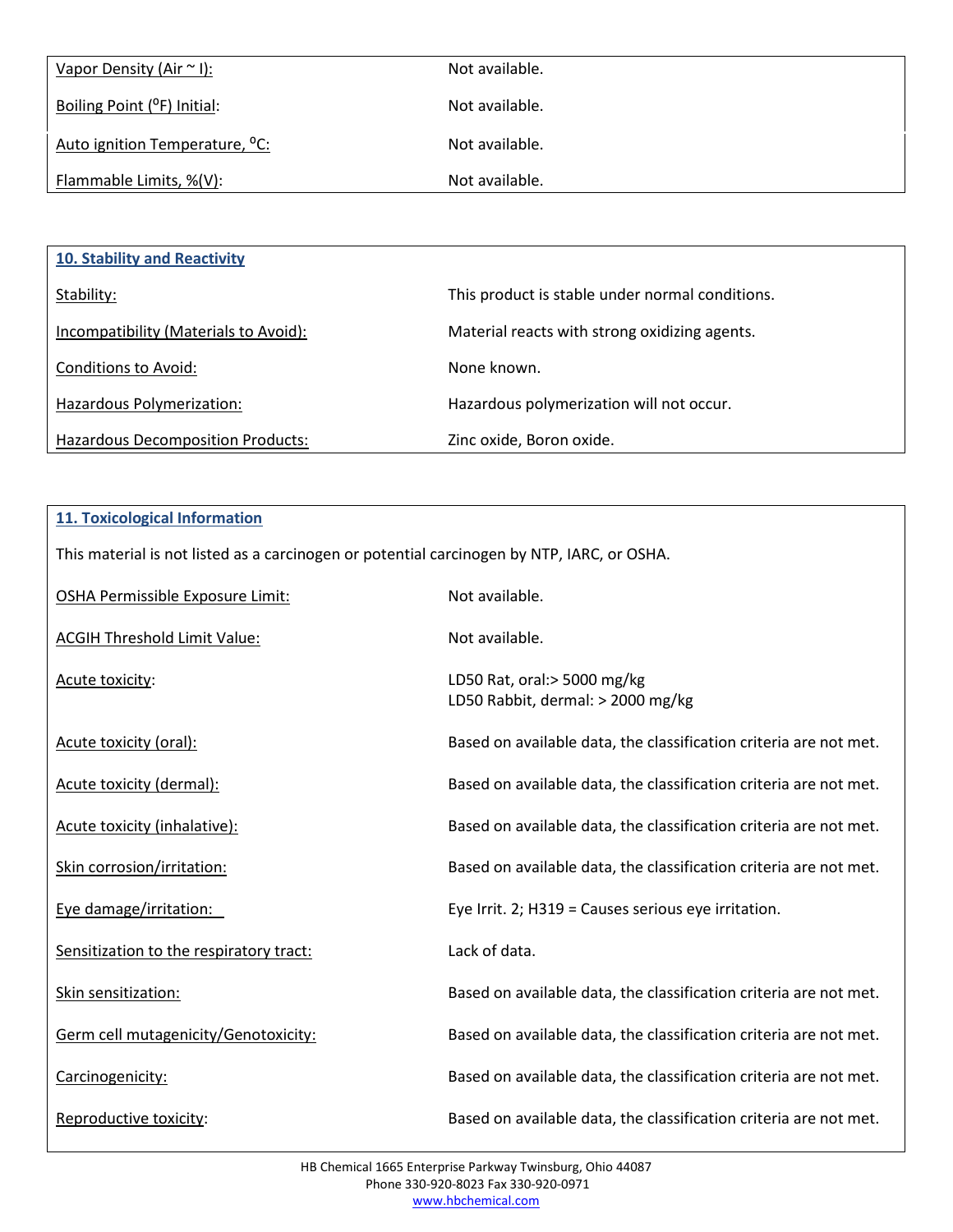| | |
|---|---|
| Vapor Density (Air ~ I): | Not available. |
| Boiling Point (ºF) Initial: | Not available. |
| Auto ignition Temperature, ºC: | Not available. |
| Flammable Limits, %(V): | Not available. |

## 10. Stability and Reactivity

| | |
|---|---|
| Stability: | This product is stable under normal conditions. |
| Incompatibility (Materials to Avoid): | Material reacts with strong oxidizing agents. |
| Conditions to Avoid: | None known. |
| Hazardous Polymerization: | Hazardous polymerization will not occur. |
| Hazardous Decomposition Products: | Zinc oxide, Boron oxide. |

## 11. Toxicological Information

This material is not listed as a carcinogen or potential carcinogen by NTP, IARC, or OSHA.

| | |
|---|---|
| OSHA Permissible Exposure Limit: | Not available. |
| ACGIH Threshold Limit Value: | Not available. |
| Acute toxicity: | LD50 Rat, oral:> 5000 mg/kg<br>LD50 Rabbit, dermal: > 2000 mg/kg |
| Acute toxicity (oral): | Based on available data, the classification criteria are not met. |
| Acute toxicity (dermal): | Based on available data, the classification criteria are not met. |
| Acute toxicity (inhalative): | Based on available data, the classification criteria are not met. |
| Skin corrosion/irritation: | Based on available data, the classification criteria are not met. |
| Eye damage/irritation: | Eye Irrit. 2; H319 = Causes serious eye irritation. |
| Sensitization to the respiratory tract: | Lack of data. |
| Skin sensitization: | Based on available data, the classification criteria are not met. |
| Germ cell mutagenicity/Genotoxicity: | Based on available data, the classification criteria are not met. |
| Carcinogenicity: | Based on available data, the classification criteria are not met. |
| Reproductive toxicity: | Based on available data, the classification criteria are not met. |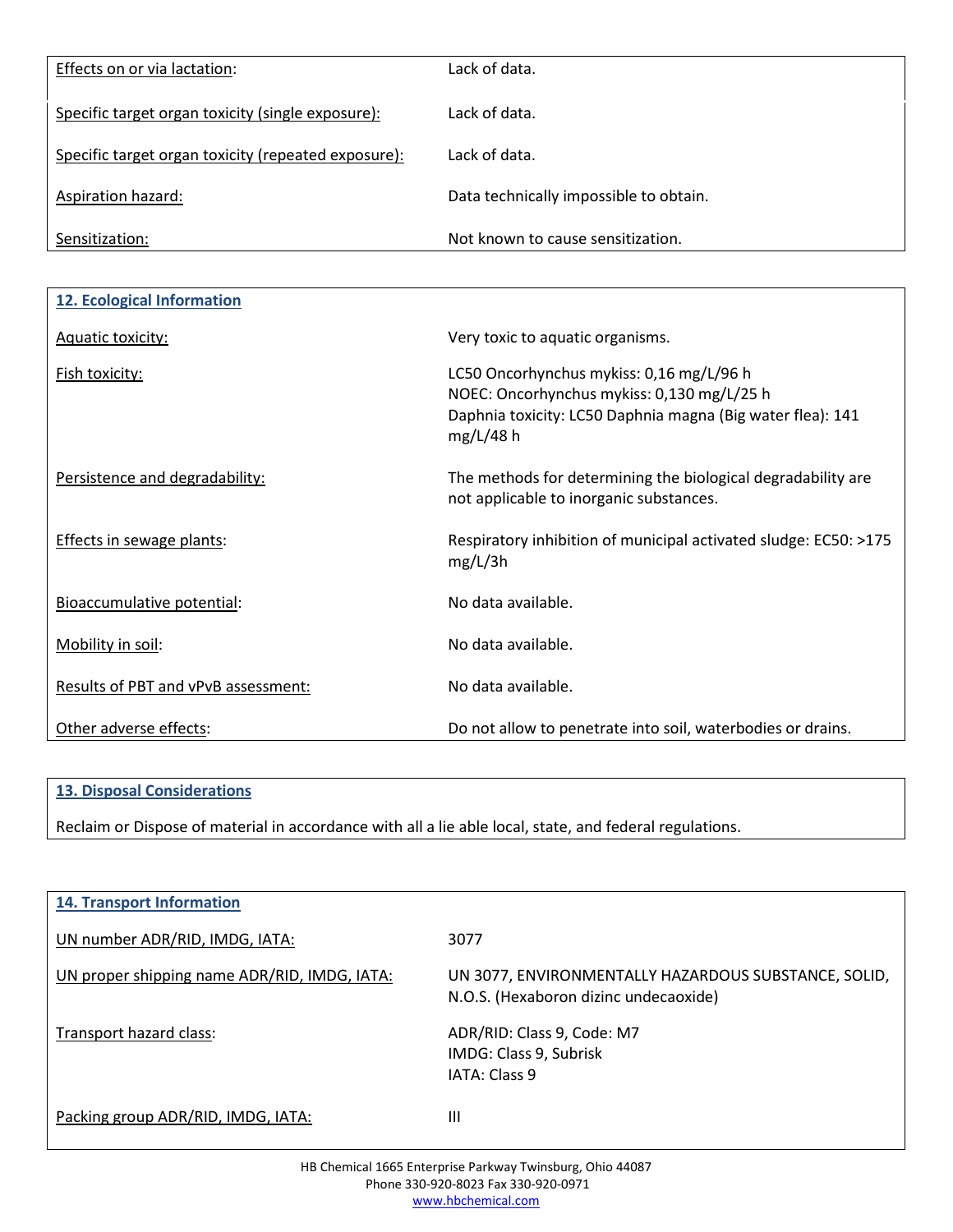| | |
|---|---|
| Effects on or via lactation: | Lack of data. |
| Specific target organ toxicity (single exposure): | Lack of data. |
| Specific target organ toxicity (repeated exposure): | Lack of data. |
| Aspiration hazard: | Data technically impossible to obtain. |
| Sensitization: | Not known to cause sensitization. |

## 12. Ecological Information

| | |
|---|---|
| Aquatic toxicity: | Very toxic to aquatic organisms. |
| Fish toxicity: | LC50 Oncorhynchus mykiss: 0,16 mg/L/96 h<br>NOEC: Oncorhynchus mykiss: 0,130 mg/L/25 h<br>Daphnia toxicity: LC50 Daphnia magna (Big water flea): 141 mg/L/48 h |
| Persistence and degradability: | The methods for determining the biological degradability are not applicable to inorganic substances. |
| Effects in sewage plants: | Respiratory inhibition of municipal activated sludge: EC50: >175 mg/L/3h |
| Bioaccumulative potential: | No data available. |
| Mobility in soil: | No data available. |
| Results of PBT and vPvB assessment: | No data available. |
| Other adverse effects: | Do not allow to penetrate into soil, waterbodies or drains. |

## 13. Disposal Considerations

Reclaim or Dispose of material in accordance with all a lie able local, state, and federal regulations.

## 14. Transport Information

| | |
|---|---|
| UN number ADR/RID, IMDG, IATA: | 3077 |
| UN proper shipping name ADR/RID, IMDG, IATA: | UN 3077, ENVIRONMENTALLY HAZARDOUS SUBSTANCE, SOLID, N.O.S. (Hexaboron dizinc undecaoxide) |
| Transport hazard class: | ADR/RID: Class 9, Code: M7<br>IMDG: Class 9, Subrisk<br>IATA: Class 9 |
| Packing group ADR/RID, IMDG, IATA: | III |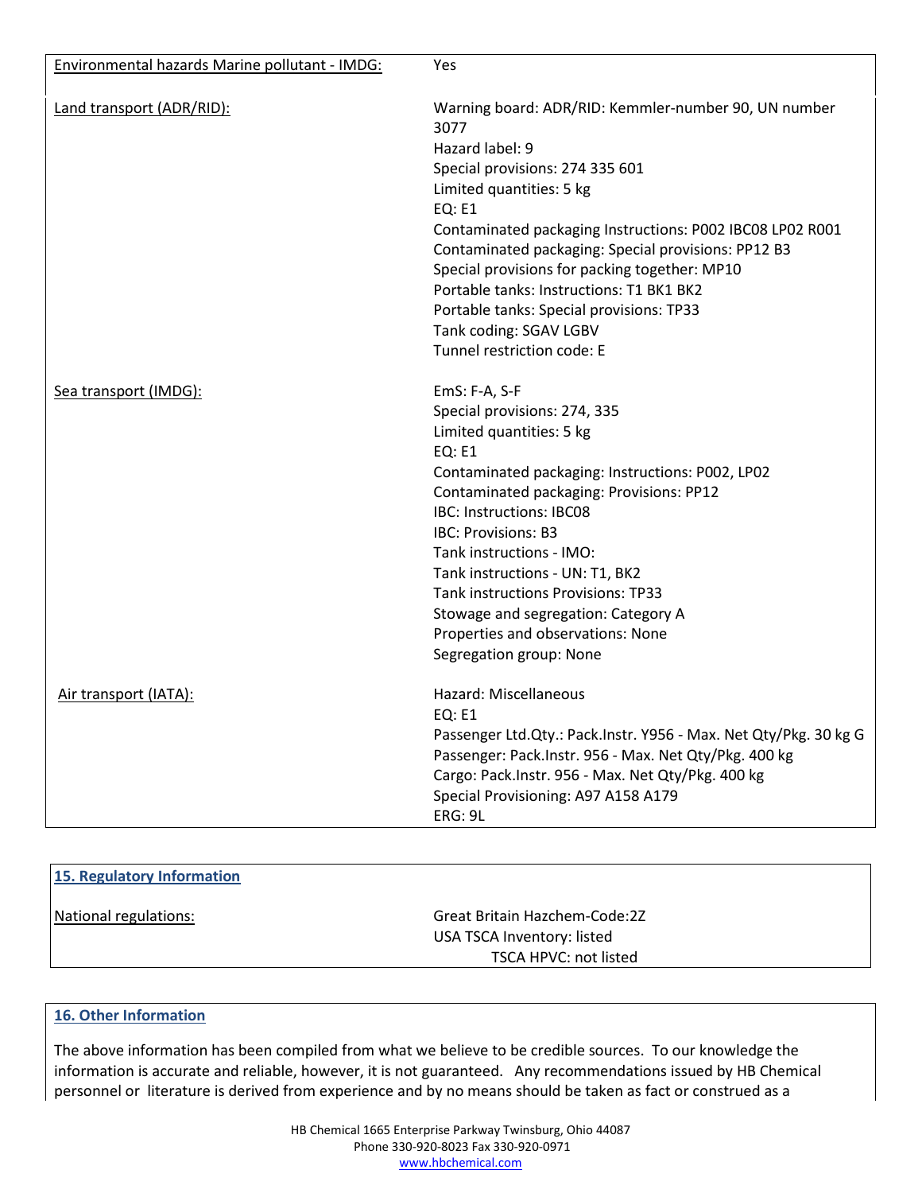| | |
|---|---|
| Environmental hazards Marine pollutant - IMDG: | Yes |
| Land transport (ADR/RID): | Warning board: ADR/RID: Kemmler-number 90, UN number 3077<br>Hazard label: 9<br>Special provisions: 274 335 601<br>Limited quantities: 5 kg<br>EQ: E1<br>Contaminated packaging Instructions: P002 IBC08 LP02 R001<br>Contaminated packaging: Special provisions: PP12 B3<br>Special provisions for packing together: MP10<br>Portable tanks: Instructions: T1 BK1 BK2<br>Portable tanks: Special provisions: TP33<br>Tank coding: SGAV LGBV<br>Tunnel restriction code: E |
| Sea transport (IMDG): | EmS: F-A, S-F<br>Special provisions: 274, 335<br>Limited quantities: 5 kg<br>EQ: E1<br>Contaminated packaging: Instructions: P002, LP02<br>Contaminated packaging: Provisions: PP12<br>IBC: Instructions: IBC08<br>IBC: Provisions: B3<br>Tank instructions - IMO:<br>Tank instructions - UN: T1, BK2<br>Tank instructions Provisions: TP33<br>Stowage and segregation: Category A<br>Properties and observations: None<br>Segregation group: None |
| Air transport (IATA): | Hazard: Miscellaneous<br>EQ: E1<br>Passenger Ltd.Qty.: Pack.Instr. Y956 - Max. Net Qty/Pkg. 30 kg G<br>Passenger: Pack.Instr. 956 - Max. Net Qty/Pkg. 400 kg<br>Cargo: Pack.Instr. 956 - Max. Net Qty/Pkg. 400 kg<br>Special Provisioning: A97 A158 A179<br>ERG: 9L |

## 15. Regulatory Information

| | |
|---|---|
| National regulations: | Great Britain Hazchem-Code:2Z<br>USA TSCA Inventory: listed<br>TSCA HPVC: not listed |

## 16. Other Information

The above information has been compiled from what we believe to be credible sources. To our knowledge the information is accurate and reliable, however, it is not guaranteed. Any recommendations issued by HB Chemical personnel or literature is derived from experience and by no means should be taken as fact or construed as a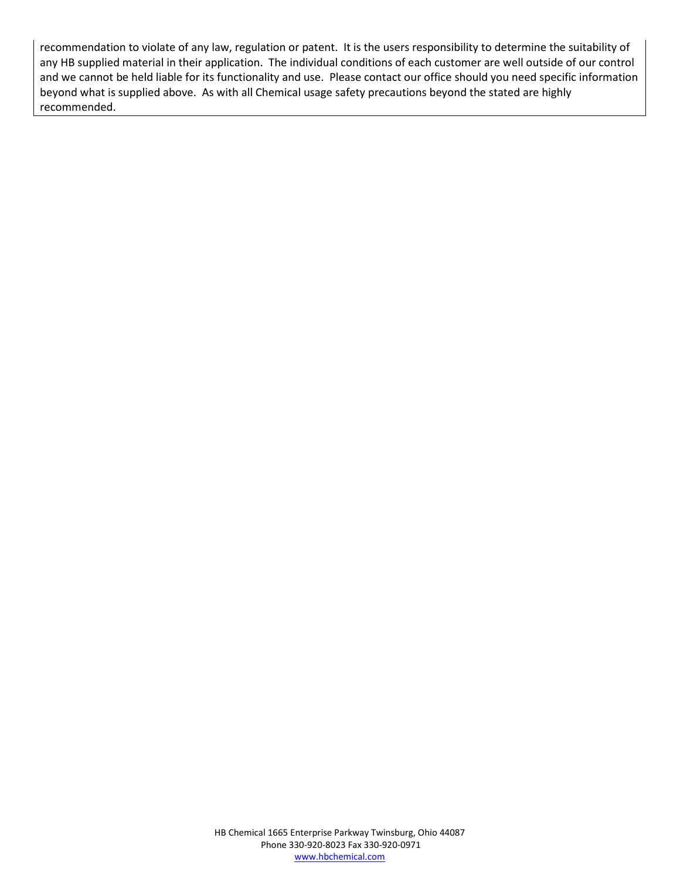recommendation to violate of any law, regulation or patent. It is the users responsibility to determine the suitability of any HB supplied material in their application. The individual conditions of each customer are well outside of our control and we cannot be held liable for its functionality and use. Please contact our office should you need specific information beyond what is supplied above. As with all Chemical usage safety precautions beyond the stated are highly recommended.